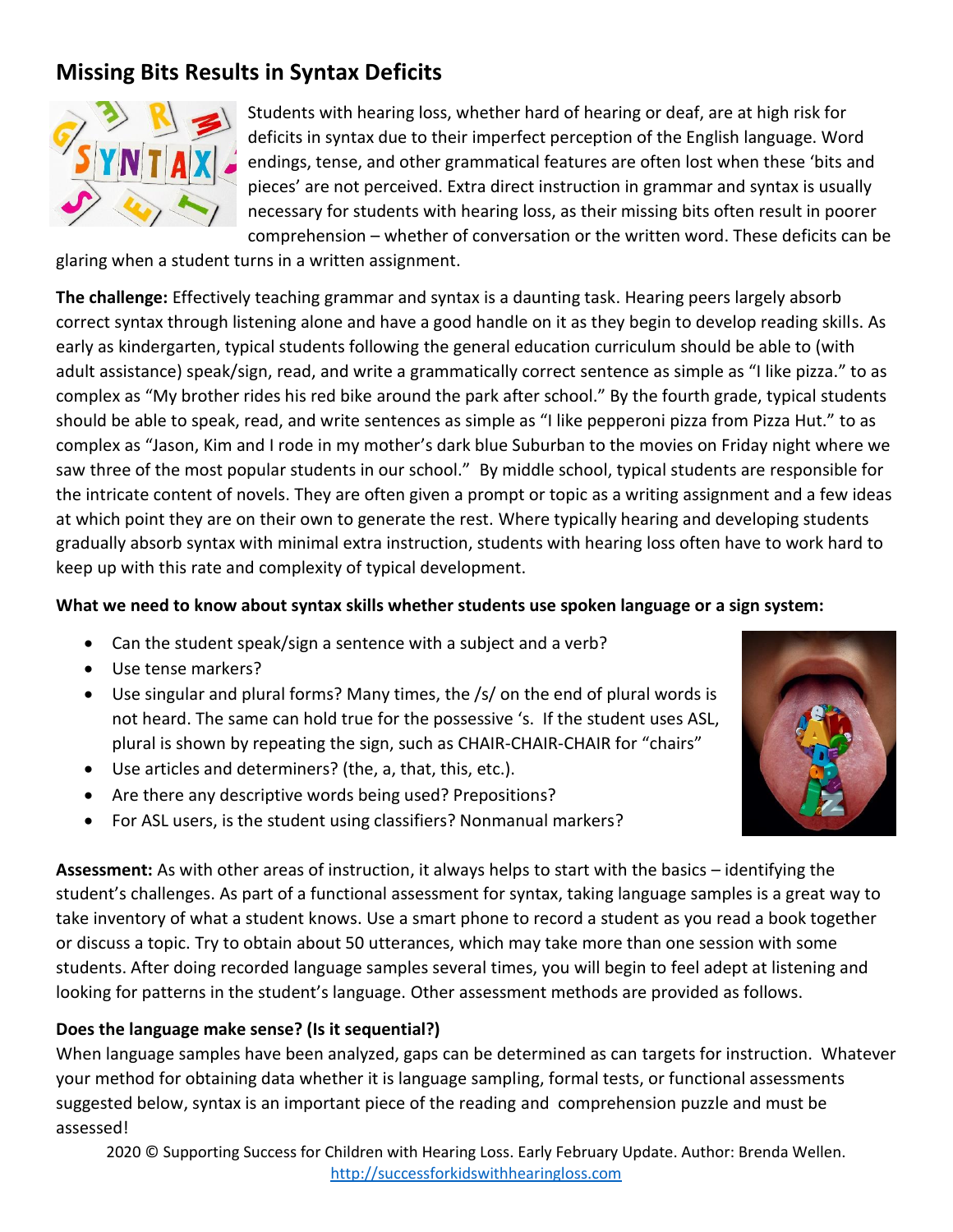## Missing Bits Results in Syntax Deficits

Students with hearing loss, whether hard of hearing or deaf, are at high risk for deficits in syntax due to their imperfect perception of the English language. Word endings, tense, and other grammatical features are often lost when these 'bits and pieces' are not perceived. Extra direct instruction in grammar and syntax is usually necessary for students with hearing loss, as their missing bits often result in poorer comprehension – whether of conversation or the written word. These deficits can be glaring when a student turns in a written assignment.

**The challenge:** Effectively teaching grammar and syntax is a daunting task. Hearing peers largely absorb correct syntax through listening alone and have a good handle on it as they begin to develop reading skills. As early as kindergarten, typical students following the general education curriculum should be able to (with adult assistance) speak/sign, read, and write a grammatically correct sentence as simple as "I like pizza." to as complex as "My brother rides his red bike around the park after school." By the fourth grade, typical students should be able to speak, read, and write sentences as simple as "I like pepperoni pizza from Pizza Hut." to as complex as "Jason, Kim and I rode in my mother's dark blue Suburban to the movies on Friday night where we saw three of the most popular students in our school." By middle school, typical students are responsible for the intricate content of novels. They are often given a prompt or topic as a writing assignment and a few ideas at which point they are on their own to generate the rest. Where typically hearing and developing students gradually absorb syntax with minimal extra instruction, students with hearing loss often have to work hard to keep up with this rate and complexity of typical development.

**What we need to know about syntax skills whether students use spoken language or a sign system:**

- Can the student speak/sign a sentence with a subject and a verb?
- Use tense markers?
- Use singular and plural forms? Many times, the /s/ on the end of plural words is not heard. The same can hold true for the possessive 's. If the student uses ASL, plural is shown by repeating the sign, such as CHAIR-CHAIR-CHAIR for "chairs"
- Use articles and determiners? (the, a, that, this, etc.).
- Are there any descriptive words being used? Prepositions?
- For ASL users, is the student using classifiers? Nonmanual markers?

**Assessment:** As with other areas of instruction, it always helps to start with the basics – identifying the student's challenges. As part of a functional assessment for syntax, taking language samples is a great way to take inventory of what a student knows. Use a smart phone to record a student as you read a book together or discuss a topic. Try to obtain about 50 utterances, which may take more than one session with some students. After doing recorded language samples several times, you will begin to feel adept at listening and looking for patterns in the student's language. Other assessment methods are provided as follows.

**Does the language make sense? (Is it sequential?)**

When language samples have been analyzed, gaps can be determined as can targets for instruction. Whatever your method for obtaining data whether it is language sampling, formal tests, or functional assessments suggested below, syntax is an important piece of the reading and comprehension puzzle and must be assessed!

2020 © Supporting Success for Children with Hearing Loss. Early February Update. Author: Brenda Wellen. http://successforkidswithhearingloss.com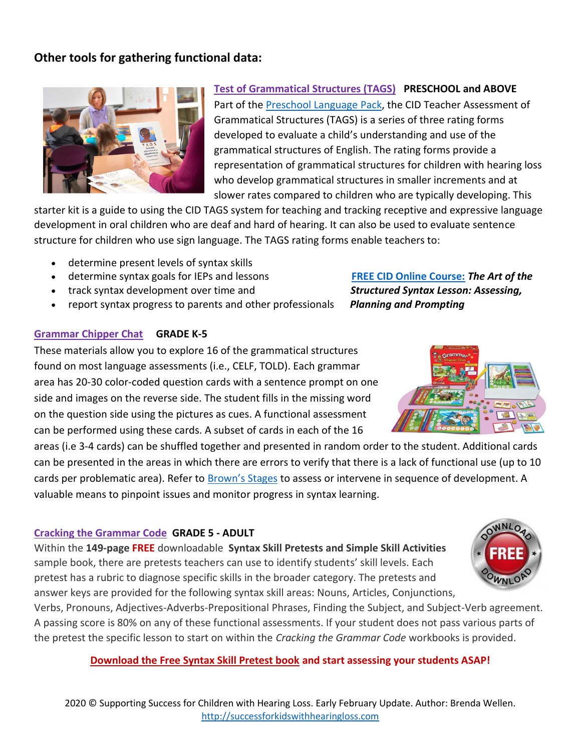## Other tools for gathering functional data:

**Test of Grammatical Structures (TAGS)** **PRESCHOOL and ABOVE**

Part of the Preschool Language Pack, the CID Teacher Assessment of Grammatical Structures (TAGS) is a series of three rating forms developed to evaluate a child's understanding and use of the grammatical structures of English. The rating forms provide a representation of grammatical structures for children with hearing loss who develop grammatical structures in smaller increments and at slower rates compared to children who are typically developing. This starter kit is a guide to using the CID TAGS system for teaching and tracking receptive and expressive language development in oral children who are deaf and hard of hearing. It can also be used to evaluate sentence structure for children who use sign language. The TAGS rating forms enable teachers to:

- determine present levels of syntax skills
- determine syntax goals for IEPs and lessons
- track syntax development over time and
- report syntax progress to parents and other professionals

**FREE CID Online Course:** ***The Art of the Structured Syntax Lesson: Assessing, Planning and Prompting***

**Grammar Chipper Chat** **GRADE K-5**

These materials allow you to explore 16 of the grammatical structures found on most language assessments (i.e., CELF, TOLD). Each grammar area has 20-30 color-coded question cards with a sentence prompt on one side and images on the reverse side. The student fills in the missing word on the question side using the pictures as cues. A functional assessment can be performed using these cards. A subset of cards in each of the 16 areas (i.e 3-4 cards) can be shuffled together and presented in random order to the student. Additional cards can be presented in the areas in which there are errors to verify that there is a lack of functional use (up to 10 cards per problematic area). Refer to Brown's Stages to assess or intervene in sequence of development. A valuable means to pinpoint issues and monitor progress in syntax learning.

**Cracking the Grammar Code** **GRADE 5 - ADULT**

Within the **149-page FREE** downloadable **Syntax Skill Pretests and Simple Skill Activities** sample book, there are pretests teachers can use to identify students' skill levels. Each pretest has a rubric to diagnose specific skills in the broader category. The pretests and answer keys are provided for the following syntax skill areas: Nouns, Articles, Conjunctions, Verbs, Pronouns, Adjectives-Adverbs-Prepositional Phrases, Finding the Subject, and Subject-Verb agreement. A passing score is 80% on any of these functional assessments. If your student does not pass various parts of the pretest the specific lesson to start on within the *Cracking the Grammar Code* workbooks is provided.

**Download the Free Syntax Skill Pretest book and start assessing your students ASAP!**

2020 © Supporting Success for Children with Hearing Loss. Early February Update. Author: Brenda Wellen. http://successforkidswithhearingloss.com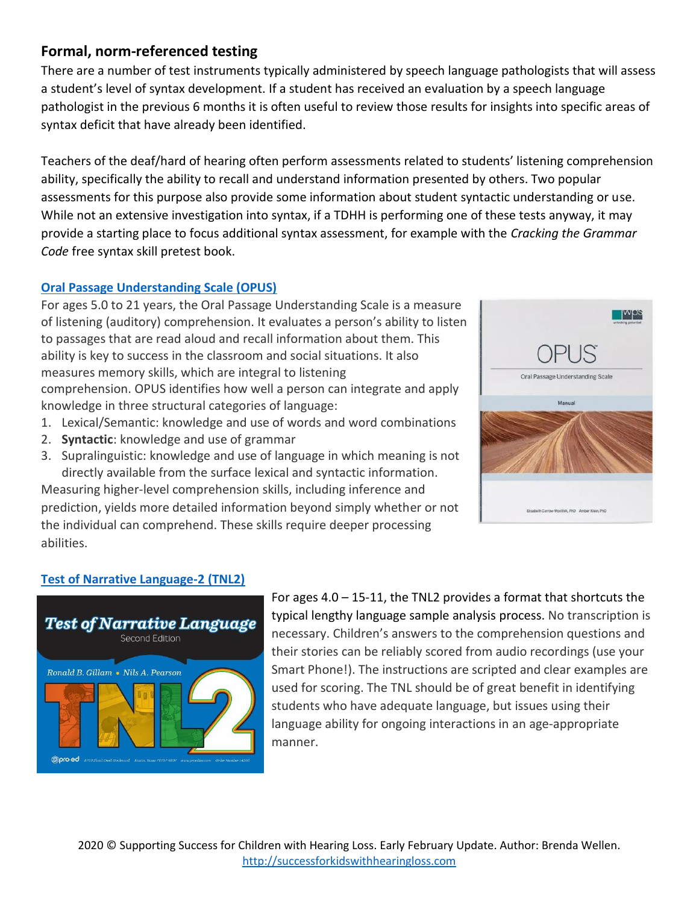## Formal, norm-referenced testing

There are a number of test instruments typically administered by speech language pathologists that will assess a student's level of syntax development. If a student has received an evaluation by a speech language pathologist in the previous 6 months it is often useful to review those results for insights into specific areas of syntax deficit that have already been identified.

Teachers of the deaf/hard of hearing often perform assessments related to students' listening comprehension ability, specifically the ability to recall and understand information presented by others. Two popular assessments for this purpose also provide some information about student syntactic understanding or use. While not an extensive investigation into syntax, if a TDHH is performing one of these tests anyway, it may provide a starting place to focus additional syntax assessment, for example with the *Cracking the Grammar Code* free syntax skill pretest book.

### Oral Passage Understanding Scale (OPUS)

For ages 5.0 to 21 years, the Oral Passage Understanding Scale is a measure of listening (auditory) comprehension. It evaluates a person's ability to listen to passages that are read aloud and recall information about them. This ability is key to success in the classroom and social situations. It also measures memory skills, which are integral to listening comprehension. OPUS identifies how well a person can integrate and apply knowledge in three structural categories of language:

1. Lexical/Semantic: knowledge and use of words and word combinations
2. **Syntactic**: knowledge and use of grammar
3. Supralinguistic: knowledge and use of language in which meaning is not directly available from the surface lexical and syntactic information.

Measuring higher-level comprehension skills, including inference and prediction, yields more detailed information beyond simply whether or not the individual can comprehend. These skills require deeper processing abilities.

### Test of Narrative Language-2 (TNL2)

For ages 4.0 – 15-11, the TNL2 provides a format that shortcuts the typical lengthy language sample analysis process. No transcription is necessary. Children's answers to the comprehension questions and their stories can be reliably scored from audio recordings (use your Smart Phone!). The instructions are scripted and clear examples are used for scoring. The TNL should be of great benefit in identifying students who have adequate language, but issues using their language ability for ongoing interactions in an age-appropriate manner.